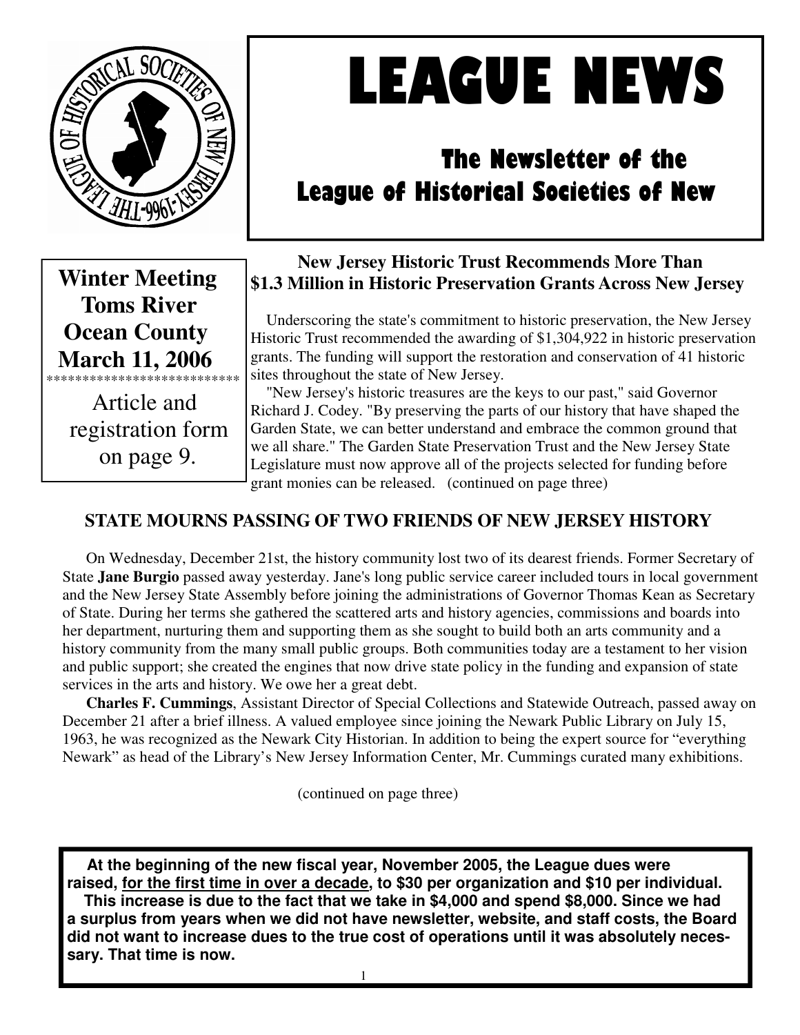# LEAGUE NEWS

## The Newsletter of the League of Historical Societies of New

**Winter Meeting**
**Toms River**
**Ocean County**
**March 11, 2006**

**************************

Article and registration form on page 9.

### New Jersey Historic Trust Recommends More Than $1.3 Million in Historic Preservation Grants Across New Jersey

Underscoring the state's commitment to historic preservation, the New Jersey Historic Trust recommended the awarding of $1,304,922 in historic preservation grants. The funding will support the restoration and conservation of 41 historic sites throughout the state of New Jersey.

"New Jersey's historic treasures are the keys to our past," said Governor Richard J. Codey. "By preserving the parts of our history that have shaped the Garden State, we can better understand and embrace the common ground that we all share." The Garden State Preservation Trust and the New Jersey State Legislature must now approve all of the projects selected for funding before grant monies can be released. (continued on page three)

### STATE MOURNS PASSING OF TWO FRIENDS OF NEW JERSEY HISTORY

On Wednesday, December 21st, the history community lost two of its dearest friends. Former Secretary of State **Jane Burgio** passed away yesterday. Jane's long public service career included tours in local government and the New Jersey State Assembly before joining the administrations of Governor Thomas Kean as Secretary of State. During her terms she gathered the scattered arts and history agencies, commissions and boards into her department, nurturing them and supporting them as she sought to build both an arts community and a history community from the many small public groups. Both communities today are a testament to her vision and public support; she created the engines that now drive state policy in the funding and expansion of state services in the arts and history. We owe her a great debt.

**Charles F. Cummings**, Assistant Director of Special Collections and Statewide Outreach, passed away on December 21 after a brief illness. A valued employee since joining the Newark Public Library on July 15, 1963, he was recognized as the Newark City Historian. In addition to being the expert source for "everything Newark" as head of the Library's New Jersey Information Center, Mr. Cummings curated many exhibitions.

(continued on page three)

**At the beginning of the new fiscal year, November 2005, the League dues were raised, <u>for the first time in over a decade</u>, to $30 per organization and $10 per individual.**

**This increase is due to the fact that we take in $4,000 and spend $8,000. Since we had a surplus from years when we did not have newsletter, website, and staff costs, the Board did not want to increase dues to the true cost of operations until it was absolutely necessary. That time is now.**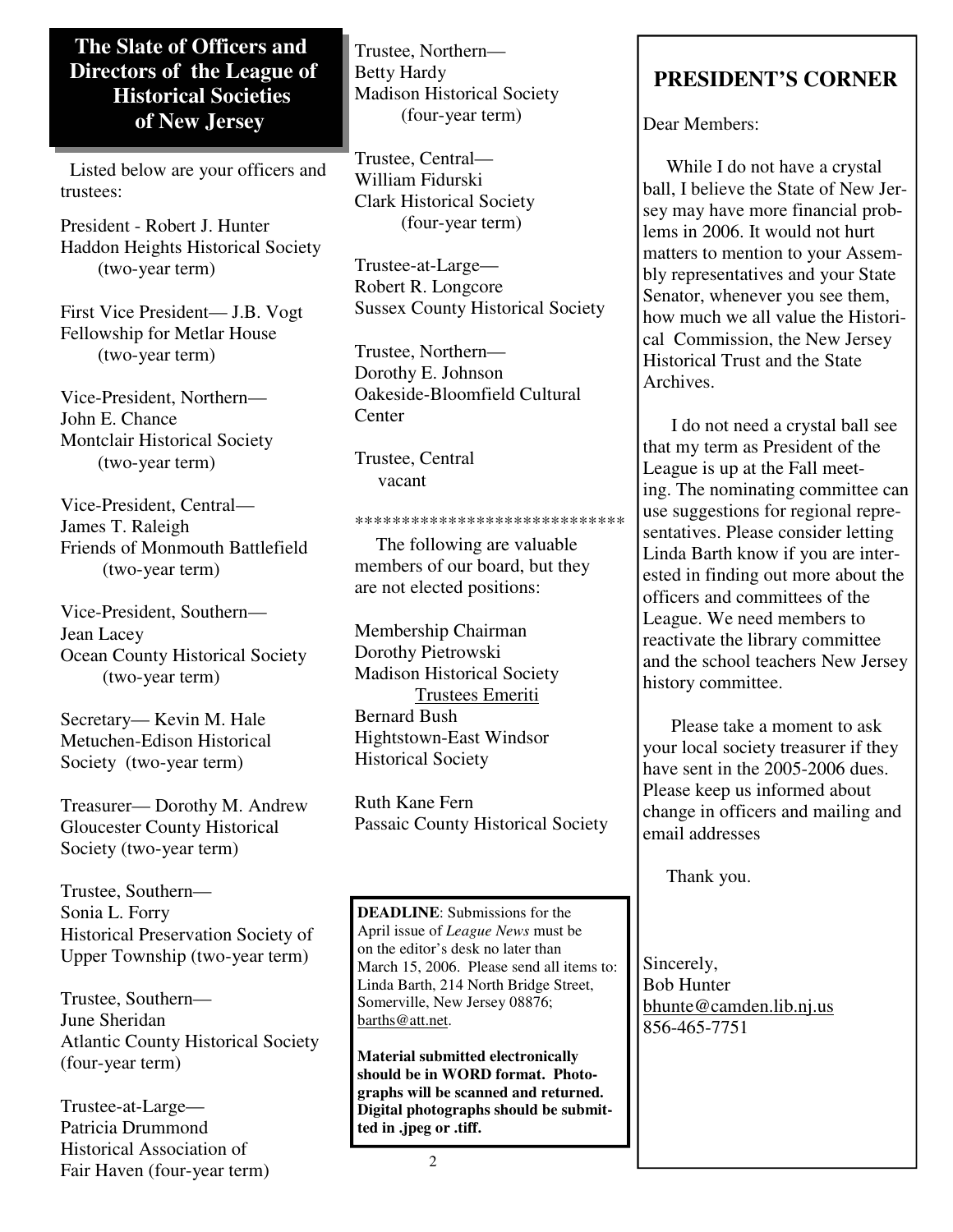## The Slate of Officers and Directors of the League of Historical Societies of New Jersey

Listed below are your officers and trustees:

President - Robert J. Hunter
Haddon Heights Historical Society
(two-year term)

First Vice President— J.B. Vogt
Fellowship for Metlar House
(two-year term)

Vice-President, Northern—
John E. Chance
Montclair Historical Society
(two-year term)

Vice-President, Central—
James T. Raleigh
Friends of Monmouth Battlefield
(two-year term)

Vice-President, Southern—
Jean Lacey
Ocean County Historical Society
(two-year term)

Secretary— Kevin M. Hale
Metuchen-Edison Historical Society (two-year term)

Treasurer— Dorothy M. Andrew
Gloucester County Historical Society (two-year term)

Trustee, Southern—
Sonia L. Forry
Historical Preservation Society of Upper Township (two-year term)

Trustee, Southern—
June Sheridan
Atlantic County Historical Society
(four-year term)

Trustee-at-Large—
Patricia Drummond
Historical Association of Fair Haven (four-year term)

Trustee, Northern—
Betty Hardy
Madison Historical Society
(four-year term)

Trustee, Central—
William Fidurski
Clark Historical Society
(four-year term)

Trustee-at-Large—
Robert R. Longcore
Sussex County Historical Society

Trustee, Northern—
Dorothy E. Johnson
Oakeside-Bloomfield Cultural Center

Trustee, Central
vacant

*****************************

The following are valuable members of our board, but they are not elected positions:

Membership Chairman
Dorothy Pietrowski
Madison Historical Society

Trustees Emeriti

Bernard Bush
Hightstown-East Windsor Historical Society

Ruth Kane Fern
Passaic County Historical Society

**DEADLINE**: Submissions for the April issue of *League News* must be on the editor's desk no later than March 15, 2006. Please send all items to: Linda Barth, 214 North Bridge Street, Somerville, New Jersey 08876; barths@att.net.

**Material submitted electronically should be in WORD format. Photographs will be scanned and returned. Digital photographs should be submitted in .jpeg or .tiff.**

## PRESIDENT'S CORNER

Dear Members:

While I do not have a crystal ball, I believe the State of New Jersey may have more financial problems in 2006. It would not hurt matters to mention to your Assembly representatives and your State Senator, whenever you see them, how much we all value the Historical Commission, the New Jersey Historical Trust and the State Archives.

I do not need a crystal ball see that my term as President of the League is up at the Fall meeting. The nominating committee can use suggestions for regional representatives. Please consider letting Linda Barth know if you are interested in finding out more about the officers and committees of the League. We need members to reactivate the library committee and the school teachers New Jersey history committee.

Please take a moment to ask your local society treasurer if they have sent in the 2005-2006 dues. Please keep us informed about change in officers and mailing and email addresses

Thank you.

Sincerely,
Bob Hunter
bhunte@camden.lib.nj.us
856-465-7751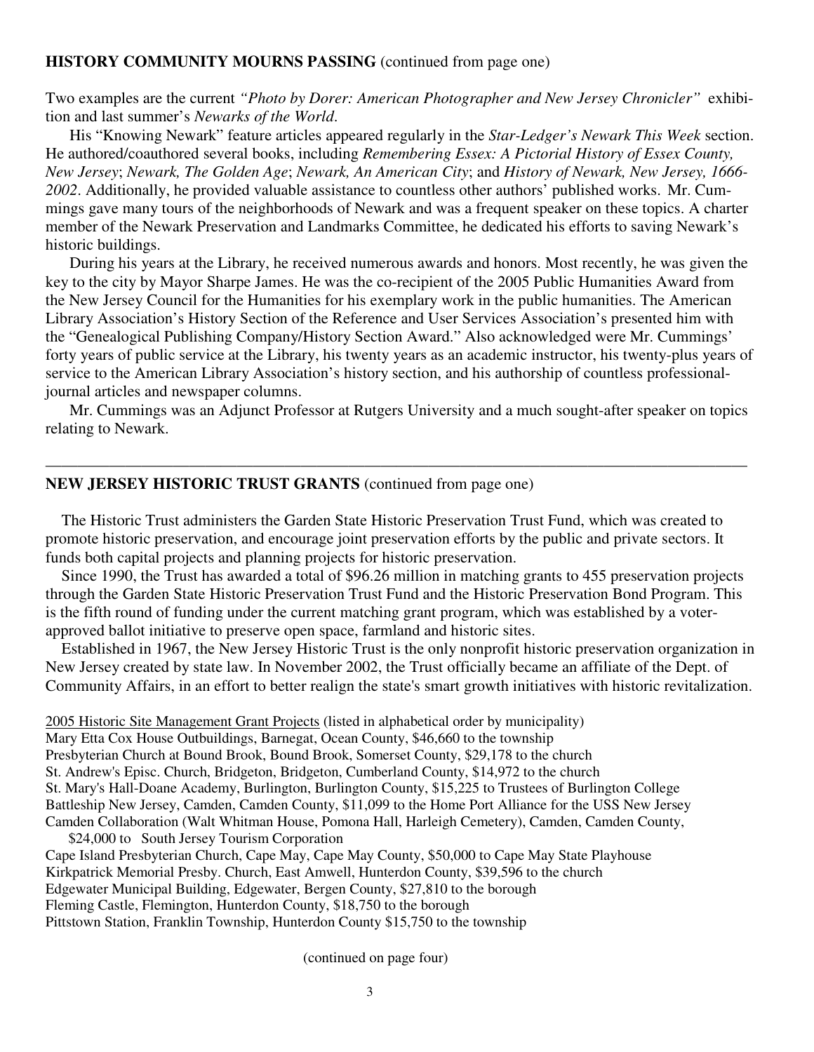**HISTORY COMMUNITY MOURNS PASSING** (continued from page one)

Two examples are the current *"Photo by Dorer: American Photographer and New Jersey Chronicler"* exhibition and last summer's *Newarks of the World*.

His "Knowing Newark" feature articles appeared regularly in the *Star-Ledger's Newark This Week* section. He authored/coauthored several books, including *Remembering Essex: A Pictorial History of Essex County, New Jersey*; *Newark, The Golden Age*; *Newark, An American City*; and *History of Newark, New Jersey, 1666-2002*. Additionally, he provided valuable assistance to countless other authors' published works. Mr. Cummings gave many tours of the neighborhoods of Newark and was a frequent speaker on these topics. A charter member of the Newark Preservation and Landmarks Committee, he dedicated his efforts to saving Newark's historic buildings.

During his years at the Library, he received numerous awards and honors. Most recently, he was given the key to the city by Mayor Sharpe James. He was the co-recipient of the 2005 Public Humanities Award from the New Jersey Council for the Humanities for his exemplary work in the public humanities. The American Library Association's History Section of the Reference and User Services Association's presented him with the "Genealogical Publishing Company/History Section Award." Also acknowledged were Mr. Cummings' forty years of public service at the Library, his twenty years as an academic instructor, his twenty-plus years of service to the American Library Association's history section, and his authorship of countless professional-journal articles and newspaper columns.

Mr. Cummings was an Adjunct Professor at Rutgers University and a much sought-after speaker on topics relating to Newark.

---

**NEW JERSEY HISTORIC TRUST GRANTS** (continued from page one)

The Historic Trust administers the Garden State Historic Preservation Trust Fund, which was created to promote historic preservation, and encourage joint preservation efforts by the public and private sectors. It funds both capital projects and planning projects for historic preservation.

Since 1990, the Trust has awarded a total of $96.26 million in matching grants to 455 preservation projects through the Garden State Historic Preservation Trust Fund and the Historic Preservation Bond Program. This is the fifth round of funding under the current matching grant program, which was established by a voter-approved ballot initiative to preserve open space, farmland and historic sites.

Established in 1967, the New Jersey Historic Trust is the only nonprofit historic preservation organization in New Jersey created by state law. In November 2002, the Trust officially became an affiliate of the Dept. of Community Affairs, in an effort to better realign the state's smart growth initiatives with historic revitalization.

2005 Historic Site Management Grant Projects (listed in alphabetical order by municipality)

Mary Etta Cox House Outbuildings, Barnegat, Ocean County, $46,660 to the township
Presbyterian Church at Bound Brook, Bound Brook, Somerset County, $29,178 to the church
St. Andrew's Episc. Church, Bridgeton, Bridgeton, Cumberland County, $14,972 to the church
St. Mary's Hall-Doane Academy, Burlington, Burlington County, $15,225 to Trustees of Burlington College
Battleship New Jersey, Camden, Camden County, $11,099 to the Home Port Alliance for the USS New Jersey
Camden Collaboration (Walt Whitman House, Pomona Hall, Harleigh Cemetery), Camden, Camden County, $24,000 to South Jersey Tourism Corporation
Cape Island Presbyterian Church, Cape May, Cape May County, $50,000 to Cape May State Playhouse
Kirkpatrick Memorial Presby. Church, East Amwell, Hunterdon County, $39,596 to the church
Edgewater Municipal Building, Edgewater, Bergen County, $27,810 to the borough
Fleming Castle, Flemington, Hunterdon County, $18,750 to the borough
Pittstown Station, Franklin Township, Hunterdon County $15,750 to the township

(continued on page four)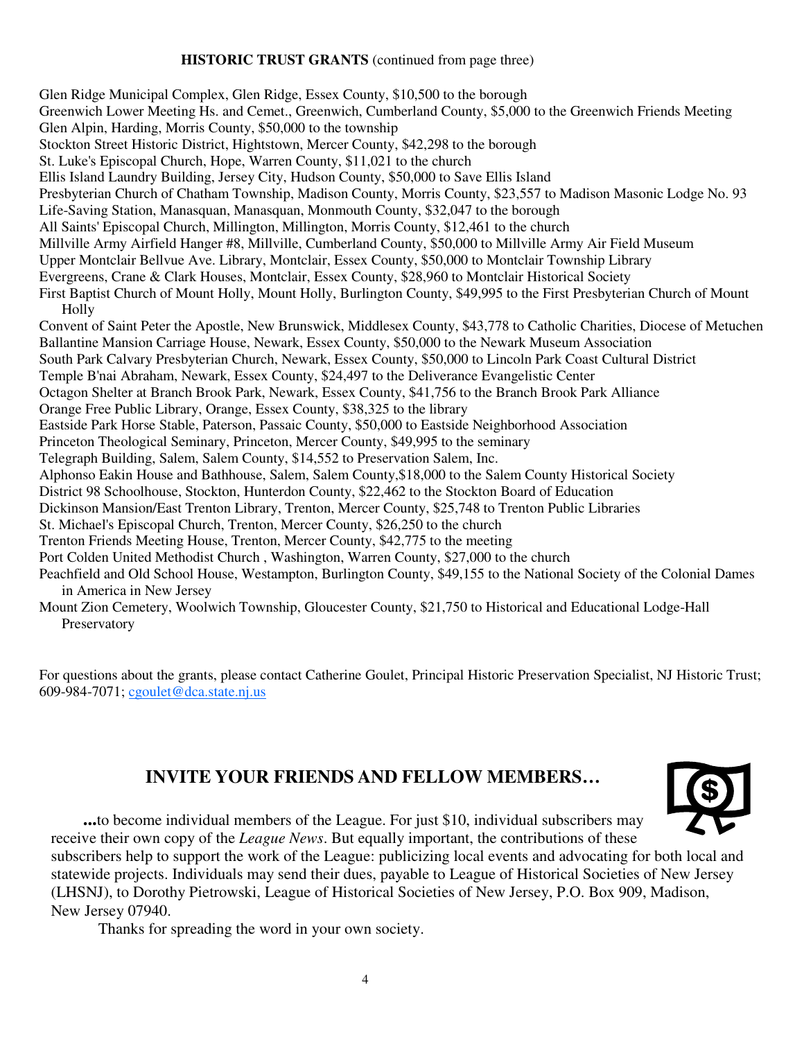**HISTORIC TRUST GRANTS** (continued from page three)

Glen Ridge Municipal Complex, Glen Ridge, Essex County, $10,500 to the borough
Greenwich Lower Meeting Hs. and Cemet., Greenwich, Cumberland County, $5,000 to the Greenwich Friends Meeting
Glen Alpin, Harding, Morris County, $50,000 to the township
Stockton Street Historic District, Hightstown, Mercer County, $42,298 to the borough
St. Luke's Episcopal Church, Hope, Warren County, $11,021 to the church
Ellis Island Laundry Building, Jersey City, Hudson County, $50,000 to Save Ellis Island
Presbyterian Church of Chatham Township, Madison County, Morris County, $23,557 to Madison Masonic Lodge No. 93
Life-Saving Station, Manasquan, Manasquan, Monmouth County, $32,047 to the borough
All Saints' Episcopal Church, Millington, Millington, Morris County, $12,461 to the church
Millville Army Airfield Hanger #8, Millville, Cumberland County, $50,000 to Millville Army Air Field Museum
Upper Montclair Bellvue Ave. Library, Montclair, Essex County, $50,000 to Montclair Township Library
Evergreens, Crane & Clark Houses, Montclair, Essex County, $28,960 to Montclair Historical Society
First Baptist Church of Mount Holly, Mount Holly, Burlington County, $49,995 to the First Presbyterian Church of Mount Holly
Convent of Saint Peter the Apostle, New Brunswick, Middlesex County, $43,778 to Catholic Charities, Diocese of Metuchen
Ballantine Mansion Carriage House, Newark, Essex County, $50,000 to the Newark Museum Association
South Park Calvary Presbyterian Church, Newark, Essex County, $50,000 to Lincoln Park Coast Cultural District
Temple B'nai Abraham, Newark, Essex County, $24,497 to the Deliverance Evangelistic Center
Octagon Shelter at Branch Brook Park, Newark, Essex County, $41,756 to the Branch Brook Park Alliance
Orange Free Public Library, Orange, Essex County, $38,325 to the library
Eastside Park Horse Stable, Paterson, Passaic County, $50,000 to Eastside Neighborhood Association
Princeton Theological Seminary, Princeton, Mercer County, $49,995 to the seminary
Telegraph Building, Salem, Salem County, $14,552 to Preservation Salem, Inc.
Alphonso Eakin House and Bathhouse, Salem, Salem County,$18,000 to the Salem County Historical Society
District 98 Schoolhouse, Stockton, Hunterdon County, $22,462 to the Stockton Board of Education
Dickinson Mansion/East Trenton Library, Trenton, Mercer County, $25,748 to Trenton Public Libraries
St. Michael's Episcopal Church, Trenton, Mercer County, $26,250 to the church
Trenton Friends Meeting House, Trenton, Mercer County, $42,775 to the meeting
Port Colden United Methodist Church , Washington, Warren County, $27,000 to the church
Peachfield and Old School House, Westampton, Burlington County, $49,155 to the National Society of the Colonial Dames in America in New Jersey
Mount Zion Cemetery, Woolwich Township, Gloucester County, $21,750 to Historical and Educational Lodge-Hall Preservatory

For questions about the grants, please contact Catherine Goulet, Principal Historic Preservation Specialist, NJ Historic Trust; 609-984-7071; cgoulet@dca.state.nj.us

## INVITE YOUR FRIENDS AND FELLOW MEMBERS…

**...**to become individual members of the League. For just $10, individual subscribers may receive their own copy of the *League News*. But equally important, the contributions of these subscribers help to support the work of the League: publicizing local events and advocating for both local and statewide projects. Individuals may send their dues, payable to League of Historical Societies of New Jersey (LHSNJ), to Dorothy Pietrowski, League of Historical Societies of New Jersey, P.O. Box 909, Madison, New Jersey 07940.

Thanks for spreading the word in your own society.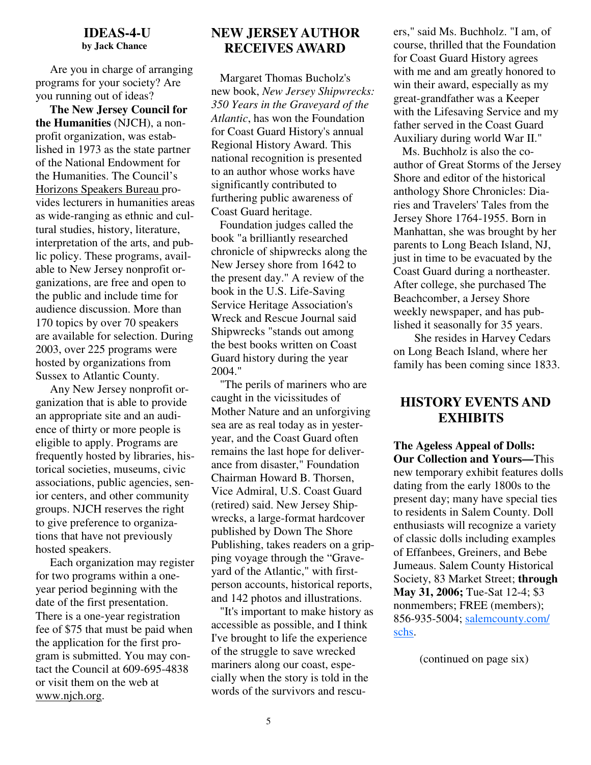## IDEAS-4-U

**by Jack Chance**

Are you in charge of arranging programs for your society? Are you running out of ideas?

**The New Jersey Council for the Humanities** (NJCH), a non-profit organization, was established in 1973 as the state partner of the National Endowment for the Humanities. The Council's Horizons Speakers Bureau provides lecturers in humanities areas as wide-ranging as ethnic and cultural studies, history, literature, interpretation of the arts, and public policy. These programs, available to New Jersey nonprofit organizations, are free and open to the public and include time for audience discussion. More than 170 topics by over 70 speakers are available for selection. During 2003, over 225 programs were hosted by organizations from Sussex to Atlantic County.

Any New Jersey nonprofit organization that is able to provide an appropriate site and an audience of thirty or more people is eligible to apply. Programs are frequently hosted by libraries, historical societies, museums, civic associations, public agencies, senior centers, and other community groups. NJCH reserves the right to give preference to organizations that have not previously hosted speakers.

Each organization may register for two programs within a one-year period beginning with the date of the first presentation. There is a one-year registration fee of $75 that must be paid when the application for the first program is submitted. You may contact the Council at 609-695-4838 or visit them on the web at www.njch.org.

## NEW JERSEY AUTHOR RECEIVES AWARD

Margaret Thomas Bucholz's new book, *New Jersey Shipwrecks: 350 Years in the Graveyard of the Atlantic*, has won the Foundation for Coast Guard History's annual Regional History Award. This national recognition is presented to an author whose works have significantly contributed to furthering public awareness of Coast Guard heritage.

Foundation judges called the book "a brilliantly researched chronicle of shipwrecks along the New Jersey shore from 1642 to the present day." A review of the book in the U.S. Life-Saving Service Heritage Association's Wreck and Rescue Journal said Shipwrecks "stands out among the best books written on Coast Guard history during the year 2004."

"The perils of mariners who are caught in the vicissitudes of Mother Nature and an unforgiving sea are as real today as in yesteryear, and the Coast Guard often remains the last hope for deliverance from disaster," Foundation Chairman Howard B. Thorsen, Vice Admiral, U.S. Coast Guard (retired) said. New Jersey Shipwrecks, a large-format hardcover published by Down The Shore Publishing, takes readers on a gripping voyage through the "Graveyard of the Atlantic," with first-person accounts, historical reports, and 142 photos and illustrations.

"It's important to make history as accessible as possible, and I think I've brought to life the experience of the struggle to save wrecked mariners along our coast, especially when the story is told in the words of the survivors and rescuers," said Ms. Buchholz. "I am, of course, thrilled that the Foundation for Coast Guard History agrees with me and am greatly honored to win their award, especially as my great-grandfather was a Keeper with the Lifesaving Service and my father served in the Coast Guard Auxiliary during world War II."

Ms. Buchholz is also the co-author of Great Storms of the Jersey Shore and editor of the historical anthology Shore Chronicles: Diaries and Travelers' Tales from the Jersey Shore 1764-1955. Born in Manhattan, she was brought by her parents to Long Beach Island, NJ, just in time to be evacuated by the Coast Guard during a northeaster. After college, she purchased The Beachcomber, a Jersey Shore weekly newspaper, and has published it seasonally for 35 years.

She resides in Harvey Cedars on Long Beach Island, where her family has been coming since 1833.

## HISTORY EVENTS AND EXHIBITS

**The Ageless Appeal of Dolls: Our Collection and Yours—**This new temporary exhibit features dolls dating from the early 1800s to the present day; many have special ties to residents in Salem County. Doll enthusiasts will recognize a variety of classic dolls including examples of Effanbees, Greiners, and Bebe Jumeaus. Salem County Historical Society, 83 Market Street; **through May 31, 2006;** Tue-Sat 12-4; $3 nonmembers; FREE (members); 856-935-5004; salemcounty.com/schs.

(continued on page six)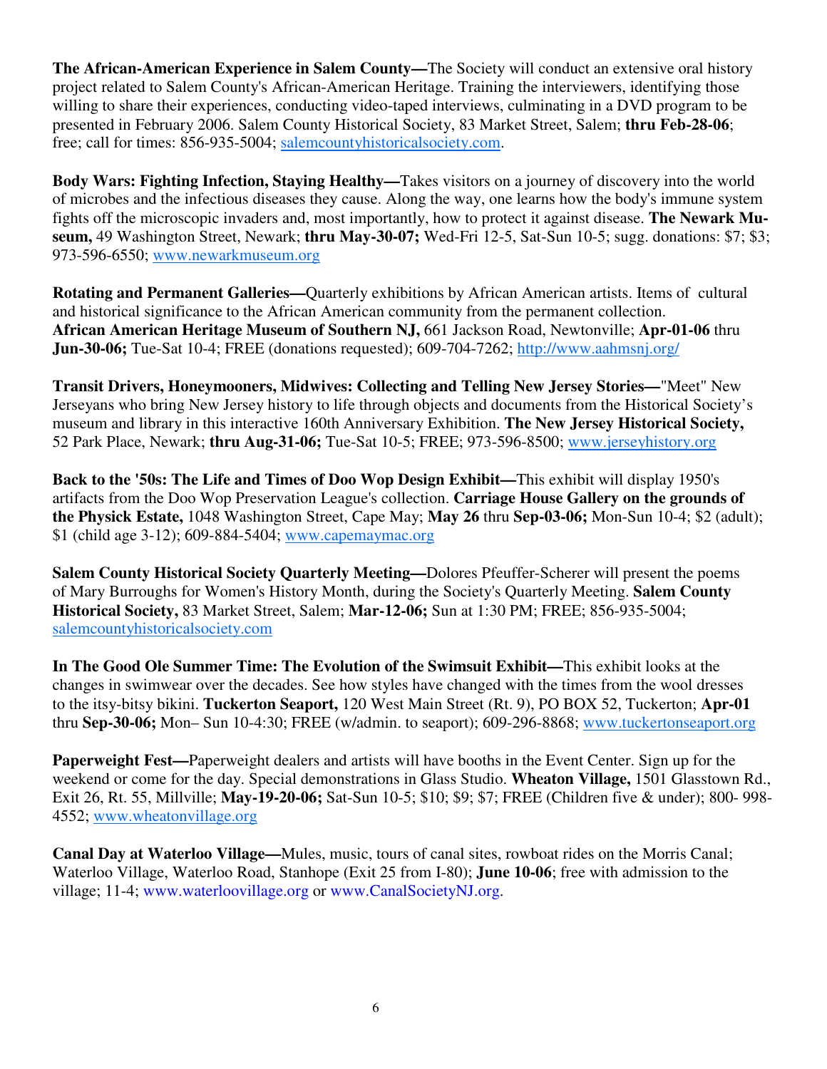**The African-American Experience in Salem County—**The Society will conduct an extensive oral history project related to Salem County's African-American Heritage. Training the interviewers, identifying those willing to share their experiences, conducting video-taped interviews, culminating in a DVD program to be presented in February 2006. Salem County Historical Society, 83 Market Street, Salem; **thru Feb-28-06**; free; call for times: 856-935-5004; salemcountyhistoricalsociety.com.

**Body Wars: Fighting Infection, Staying Healthy—**Takes visitors on a journey of discovery into the world of microbes and the infectious diseases they cause. Along the way, one learns how the body's immune system fights off the microscopic invaders and, most importantly, how to protect it against disease. **The Newark Museum,** 49 Washington Street, Newark; **thru May-30-07;** Wed-Fri 12-5, Sat-Sun 10-5; sugg. donations: $7; $3; 973-596-6550; www.newarkmuseum.org

**Rotating and Permanent Galleries—**Quarterly exhibitions by African American artists. Items of cultural and historical significance to the African American community from the permanent collection. **African American Heritage Museum of Southern NJ,** 661 Jackson Road, Newtonville; **Apr-01-06** thru **Jun-30-06;** Tue-Sat 10-4; FREE (donations requested); 609-704-7262; http://www.aahmsnj.org/

**Transit Drivers, Honeymooners, Midwives: Collecting and Telling New Jersey Stories—**"Meet" New Jerseyans who bring New Jersey history to life through objects and documents from the Historical Society's museum and library in this interactive 160th Anniversary Exhibition. **The New Jersey Historical Society,** 52 Park Place, Newark; **thru Aug-31-06;** Tue-Sat 10-5; FREE; 973-596-8500; www.jerseyhistory.org

**Back to the '50s: The Life and Times of Doo Wop Design Exhibit—**This exhibit will display 1950's artifacts from the Doo Wop Preservation League's collection. **Carriage House Gallery on the grounds of the Physick Estate,** 1048 Washington Street, Cape May; **May 26** thru **Sep-03-06;** Mon-Sun 10-4; $2 (adult); $1 (child age 3-12); 609-884-5404; www.capemaymac.org

**Salem County Historical Society Quarterly Meeting—**Dolores Pfeuffer-Scherer will present the poems of Mary Burroughs for Women's History Month, during the Society's Quarterly Meeting. **Salem County Historical Society,** 83 Market Street, Salem; **Mar-12-06;** Sun at 1:30 PM; FREE; 856-935-5004; salemcountyhistoricalsociety.com

**In The Good Ole Summer Time: The Evolution of the Swimsuit Exhibit—**This exhibit looks at the changes in swimwear over the decades. See how styles have changed with the times from the wool dresses to the itsy-bitsy bikini. **Tuckerton Seaport,** 120 West Main Street (Rt. 9), PO BOX 52, Tuckerton; **Apr-01** thru **Sep-30-06;** Mon– Sun 10-4:30; FREE (w/admin. to seaport); 609-296-8868; www.tuckertonseaport.org

**Paperweight Fest—**Paperweight dealers and artists will have booths in the Event Center. Sign up for the weekend or come for the day. Special demonstrations in Glass Studio. **Wheaton Village,** 1501 Glasstown Rd., Exit 26, Rt. 55, Millville; **May-19-20-06;** Sat-Sun 10-5; $10; $9; $7; FREE (Children five & under); 800- 998-4552; www.wheatonvillage.org

**Canal Day at Waterloo Village—**Mules, music, tours of canal sites, rowboat rides on the Morris Canal; Waterloo Village, Waterloo Road, Stanhope (Exit 25 from I-80); **June 10-06**; free with admission to the village; 11-4; www.waterloovillage.org or www.CanalSocietyNJ.org.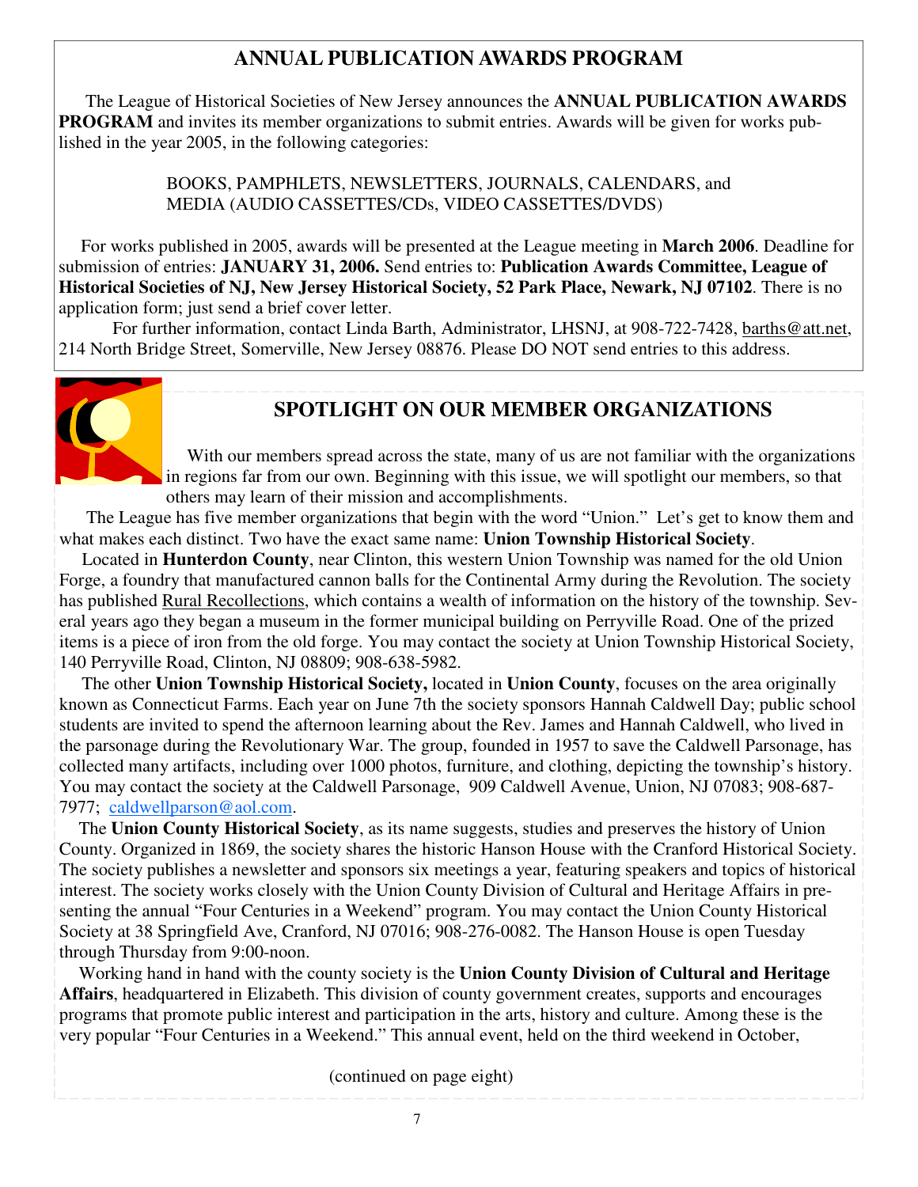## ANNUAL PUBLICATION AWARDS PROGRAM

The League of Historical Societies of New Jersey announces the **ANNUAL PUBLICATION AWARDS PROGRAM** and invites its member organizations to submit entries. Awards will be given for works published in the year 2005, in the following categories:

BOOKS, PAMPHLETS, NEWSLETTERS, JOURNALS, CALENDARS, and MEDIA (AUDIO CASSETTES/CDs, VIDEO CASSETTES/DVDS)

For works published in 2005, awards will be presented at the League meeting in **March 2006**. Deadline for submission of entries: **JANUARY 31, 2006.** Send entries to: **Publication Awards Committee, League of Historical Societies of NJ, New Jersey Historical Society, 52 Park Place, Newark, NJ 07102**. There is no application form; just send a brief cover letter.

For further information, contact Linda Barth, Administrator, LHSNJ, at 908-722-7428, barths@att.net, 214 North Bridge Street, Somerville, New Jersey 08876. Please DO NOT send entries to this address.

## SPOTLIGHT ON OUR MEMBER ORGANIZATIONS

With our members spread across the state, many of us are not familiar with the organizations in regions far from our own. Beginning with this issue, we will spotlight our members, so that others may learn of their mission and accomplishments.

The League has five member organizations that begin with the word "Union." Let's get to know them and what makes each distinct. Two have the exact same name: **Union Township Historical Society**.

Located in **Hunterdon County**, near Clinton, this western Union Township was named for the old Union Forge, a foundry that manufactured cannon balls for the Continental Army during the Revolution. The society has published Rural Recollections, which contains a wealth of information on the history of the township. Several years ago they began a museum in the former municipal building on Perryville Road. One of the prized items is a piece of iron from the old forge. You may contact the society at Union Township Historical Society, 140 Perryville Road, Clinton, NJ 08809; 908-638-5982.

The other **Union Township Historical Society,** located in **Union County**, focuses on the area originally known as Connecticut Farms. Each year on June 7th the society sponsors Hannah Caldwell Day; public school students are invited to spend the afternoon learning about the Rev. James and Hannah Caldwell, who lived in the parsonage during the Revolutionary War. The group, founded in 1957 to save the Caldwell Parsonage, has collected many artifacts, including over 1000 photos, furniture, and clothing, depicting the township's history. You may contact the society at the Caldwell Parsonage, 909 Caldwell Avenue, Union, NJ 07083; 908-687-7977; caldwellparson@aol.com.

The **Union County Historical Society**, as its name suggests, studies and preserves the history of Union County. Organized in 1869, the society shares the historic Hanson House with the Cranford Historical Society. The society publishes a newsletter and sponsors six meetings a year, featuring speakers and topics of historical interest. The society works closely with the Union County Division of Cultural and Heritage Affairs in presenting the annual "Four Centuries in a Weekend" program. You may contact the Union County Historical Society at 38 Springfield Ave, Cranford, NJ 07016; 908-276-0082. The Hanson House is open Tuesday through Thursday from 9:00-noon.

Working hand in hand with the county society is the **Union County Division of Cultural and Heritage Affairs**, headquartered in Elizabeth. This division of county government creates, supports and encourages programs that promote public interest and participation in the arts, history and culture. Among these is the very popular "Four Centuries in a Weekend." This annual event, held on the third weekend in October,

(continued on page eight)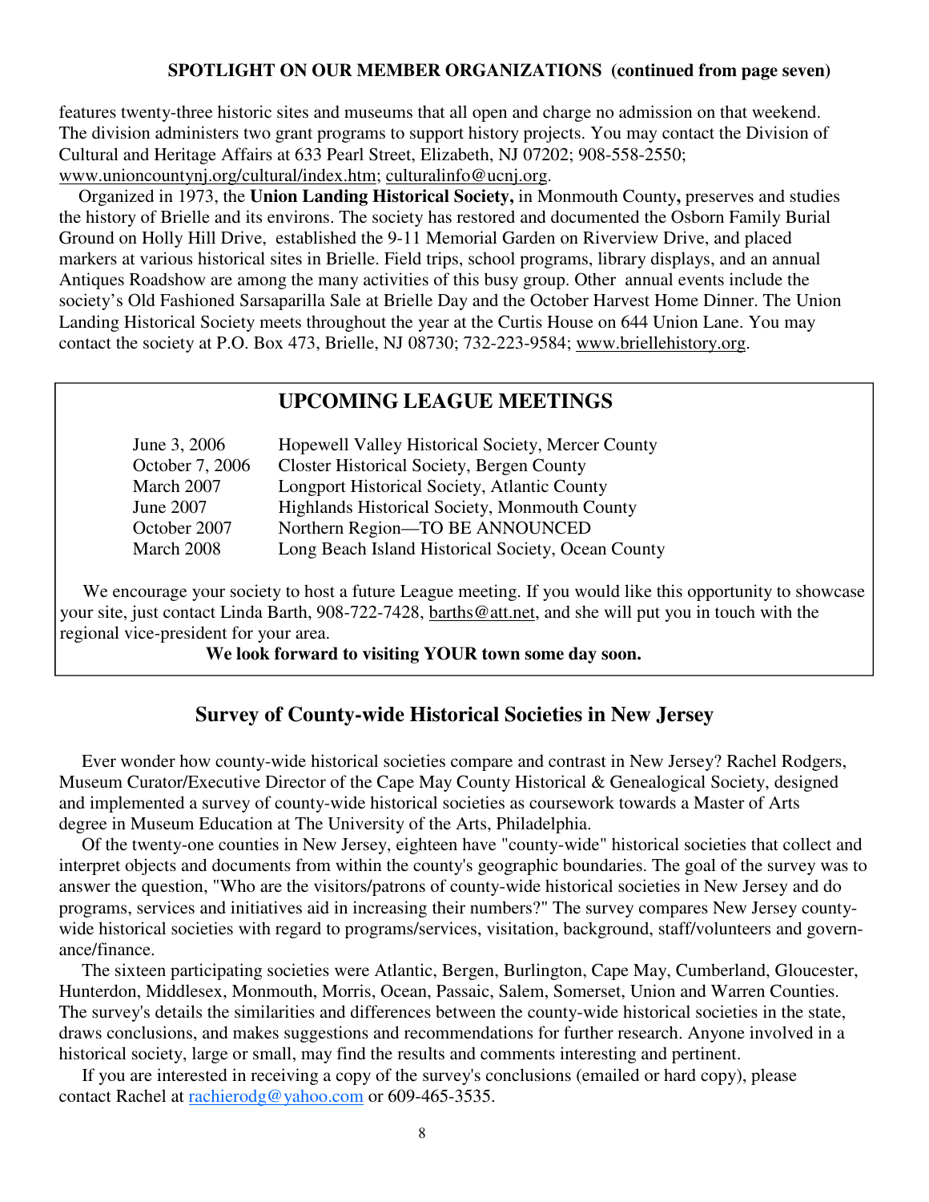**SPOTLIGHT ON OUR MEMBER ORGANIZATIONS (continued from page seven)**

features twenty-three historic sites and museums that all open and charge no admission on that weekend. The division administers two grant programs to support history projects. You may contact the Division of Cultural and Heritage Affairs at 633 Pearl Street, Elizabeth, NJ 07202; 908-558-2550; www.unioncountynj.org/cultural/index.htm; culturalinfo@ucnj.org.

Organized in 1973, the **Union Landing Historical Society,** in Monmouth County**,** preserves and studies the history of Brielle and its environs. The society has restored and documented the Osborn Family Burial Ground on Holly Hill Drive, established the 9-11 Memorial Garden on Riverview Drive, and placed markers at various historical sites in Brielle. Field trips, school programs, library displays, and an annual Antiques Roadshow are among the many activities of this busy group. Other annual events include the society's Old Fashioned Sarsaparilla Sale at Brielle Day and the October Harvest Home Dinner. The Union Landing Historical Society meets throughout the year at the Curtis House on 644 Union Lane. You may contact the society at P.O. Box 473, Brielle, NJ 08730; 732-223-9584; www.briellehistory.org.

## UPCOMING LEAGUE MEETINGS

| | |
|---|---|
| June 3, 2006 | Hopewell Valley Historical Society, Mercer County |
| October 7, 2006 | Closter Historical Society, Bergen County |
| March 2007 | Longport Historical Society, Atlantic County |
| June 2007 | Highlands Historical Society, Monmouth County |
| October 2007 | Northern Region—TO BE ANNOUNCED |
| March 2008 | Long Beach Island Historical Society, Ocean County |

We encourage your society to host a future League meeting. If you would like this opportunity to showcase your site, just contact Linda Barth, 908-722-7428, barths@att.net, and she will put you in touch with the regional vice-president for your area.

**We look forward to visiting YOUR town some day soon.**

## Survey of County-wide Historical Societies in New Jersey

Ever wonder how county-wide historical societies compare and contrast in New Jersey? Rachel Rodgers, Museum Curator/Executive Director of the Cape May County Historical & Genealogical Society, designed and implemented a survey of county-wide historical societies as coursework towards a Master of Arts degree in Museum Education at The University of the Arts, Philadelphia.

Of the twenty-one counties in New Jersey, eighteen have "county-wide" historical societies that collect and interpret objects and documents from within the county's geographic boundaries. The goal of the survey was to answer the question, "Who are the visitors/patrons of county-wide historical societies in New Jersey and do programs, services and initiatives aid in increasing their numbers?" The survey compares New Jersey county-wide historical societies with regard to programs/services, visitation, background, staff/volunteers and governance/finance.

The sixteen participating societies were Atlantic, Bergen, Burlington, Cape May, Cumberland, Gloucester, Hunterdon, Middlesex, Monmouth, Morris, Ocean, Passaic, Salem, Somerset, Union and Warren Counties. The survey's details the similarities and differences between the county-wide historical societies in the state, draws conclusions, and makes suggestions and recommendations for further research. Anyone involved in a historical society, large or small, may find the results and comments interesting and pertinent.

If you are interested in receiving a copy of the survey's conclusions (emailed or hard copy), please contact Rachel at rachierodg@yahoo.com or 609-465-3535.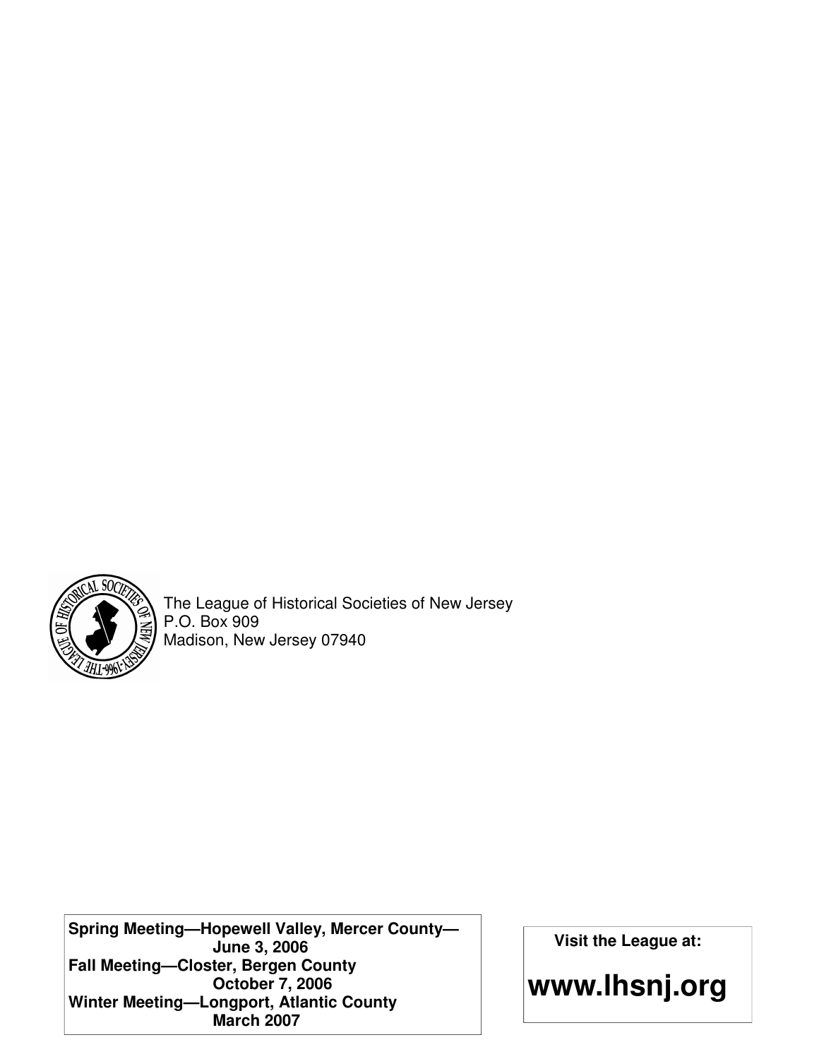The League of Historical Societies of New Jersey
P.O. Box 909
Madison, New Jersey 07940

**Spring Meeting—Hopewell Valley, Mercer County—
June 3, 2006
Fall Meeting—Closter, Bergen County
October 7, 2006
Winter Meeting—Longport, Atlantic County
March 2007**

**Visit the League at:**

**www.lhsnj.org**